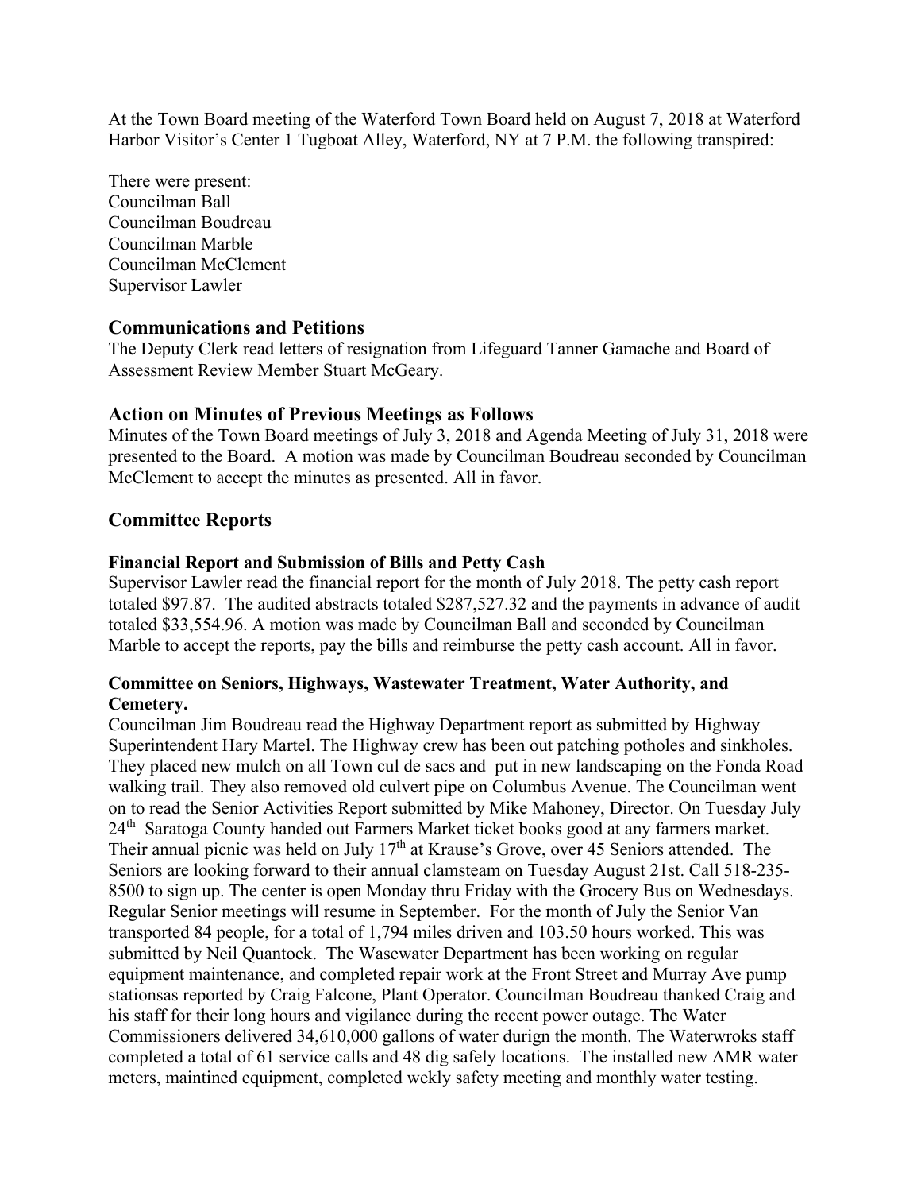At the Town Board meeting of the Waterford Town Board held on August 7, 2018 at Waterford Harbor Visitor's Center 1 Tugboat Alley, Waterford, NY at 7 P.M. the following transpired:

There were present:
Councilman Ball
Councilman Boudreau
Councilman Marble
Councilman McClement
Supervisor Lawler

## Communications and Petitions

The Deputy Clerk read letters of resignation from Lifeguard Tanner Gamache and Board of Assessment Review Member Stuart McGeary.

## Action on Minutes of Previous Meetings as Follows

Minutes of the Town Board meetings of July 3, 2018 and Agenda Meeting of July 31, 2018 were presented to the Board. A motion was made by Councilman Boudreau seconded by Councilman McClement to accept the minutes as presented. All in favor.

## Committee Reports

### Financial Report and Submission of Bills and Petty Cash

Supervisor Lawler read the financial report for the month of July 2018. The petty cash report totaled $97.87. The audited abstracts totaled $287,527.32 and the payments in advance of audit totaled $33,554.96. A motion was made by Councilman Ball and seconded by Councilman Marble to accept the reports, pay the bills and reimburse the petty cash account. All in favor.

### Committee on Seniors, Highways, Wastewater Treatment, Water Authority, and Cemetery.

Councilman Jim Boudreau read the Highway Department report as submitted by Highway Superintendent Hary Martel. The Highway crew has been out patching potholes and sinkholes. They placed new mulch on all Town cul de sacs and put in new landscaping on the Fonda Road walking trail. They also removed old culvert pipe on Columbus Avenue. The Councilman went on to read the Senior Activities Report submitted by Mike Mahoney, Director. On Tuesday July 24th Saratoga County handed out Farmers Market ticket books good at any farmers market. Their annual picnic was held on July 17th at Krause's Grove, over 45 Seniors attended. The Seniors are looking forward to their annual clamsteam on Tuesday August 21st. Call 518-235-8500 to sign up. The center is open Monday thru Friday with the Grocery Bus on Wednesdays. Regular Senior meetings will resume in September. For the month of July the Senior Van transported 84 people, for a total of 1,794 miles driven and 103.50 hours worked. This was submitted by Neil Quantock. The Wasewater Department has been working on regular equipment maintenance, and completed repair work at the Front Street and Murray Ave pump stationsas reported by Craig Falcone, Plant Operator. Councilman Boudreau thanked Craig and his staff for their long hours and vigilance during the recent power outage. The Water Commissioners delivered 34,610,000 gallons of water durign the month. The Waterwroks staff completed a total of 61 service calls and 48 dig safely locations. The installed new AMR water meters, maintined equipment, completed wekly safety meeting and monthly water testing.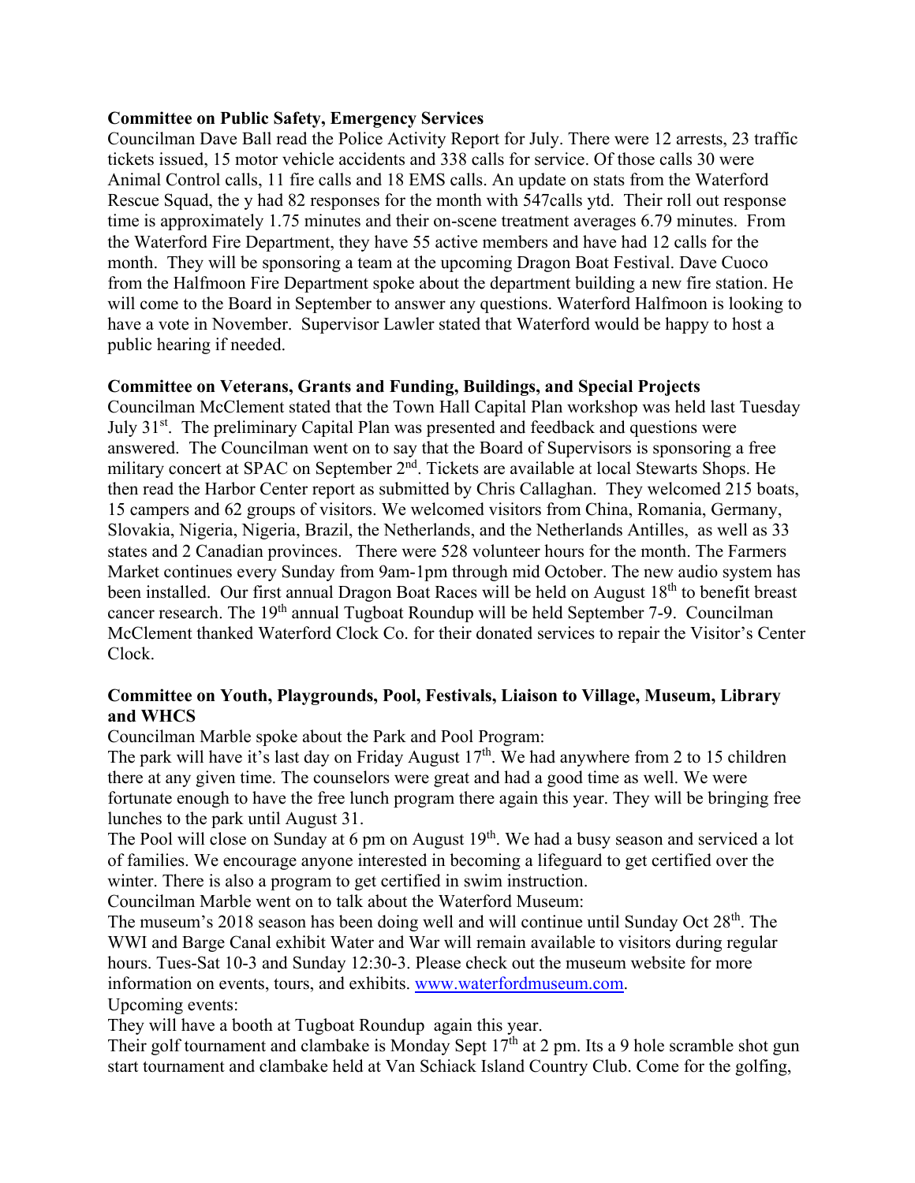**Committee on Public Safety, Emergency Services**

Councilman Dave Ball read the Police Activity Report for July. There were 12 arrests, 23 traffic tickets issued, 15 motor vehicle accidents and 338 calls for service. Of those calls 30 were Animal Control calls, 11 fire calls and 18 EMS calls. An update on stats from the Waterford Rescue Squad, the y had 82 responses for the month with 547calls ytd. Their roll out response time is approximately 1.75 minutes and their on-scene treatment averages 6.79 minutes. From the Waterford Fire Department, they have 55 active members and have had 12 calls for the month. They will be sponsoring a team at the upcoming Dragon Boat Festival. Dave Cuoco from the Halfmoon Fire Department spoke about the department building a new fire station. He will come to the Board in September to answer any questions. Waterford Halfmoon is looking to have a vote in November. Supervisor Lawler stated that Waterford would be happy to host a public hearing if needed.

**Committee on Veterans, Grants and Funding, Buildings, and Special Projects**

Councilman McClement stated that the Town Hall Capital Plan workshop was held last Tuesday July 31st. The preliminary Capital Plan was presented and feedback and questions were answered. The Councilman went on to say that the Board of Supervisors is sponsoring a free military concert at SPAC on September 2nd. Tickets are available at local Stewarts Shops. He then read the Harbor Center report as submitted by Chris Callaghan. They welcomed 215 boats, 15 campers and 62 groups of visitors. We welcomed visitors from China, Romania, Germany, Slovakia, Nigeria, Nigeria, Brazil, the Netherlands, and the Netherlands Antilles, as well as 33 states and 2 Canadian provinces. There were 528 volunteer hours for the month. The Farmers Market continues every Sunday from 9am-1pm through mid October. The new audio system has been installed. Our first annual Dragon Boat Races will be held on August 18th to benefit breast cancer research. The 19th annual Tugboat Roundup will be held September 7-9. Councilman McClement thanked Waterford Clock Co. for their donated services to repair the Visitor's Center Clock.

**Committee on Youth, Playgrounds, Pool, Festivals, Liaison to Village, Museum, Library and WHCS**

Councilman Marble spoke about the Park and Pool Program:

The park will have it's last day on Friday August 17th. We had anywhere from 2 to 15 children there at any given time. The counselors were great and had a good time as well. We were fortunate enough to have the free lunch program there again this year. They will be bringing free lunches to the park until August 31.

The Pool will close on Sunday at 6 pm on August 19th. We had a busy season and serviced a lot of families. We encourage anyone interested in becoming a lifeguard to get certified over the winter. There is also a program to get certified in swim instruction.

Councilman Marble went on to talk about the Waterford Museum:

The museum's 2018 season has been doing well and will continue until Sunday Oct 28th. The WWI and Barge Canal exhibit Water and War will remain available to visitors during regular hours. Tues-Sat 10-3 and Sunday 12:30-3. Please check out the museum website for more information on events, tours, and exhibits. www.waterfordmuseum.com.

Upcoming events:

They will have a booth at Tugboat Roundup again this year.

Their golf tournament and clambake is Monday Sept 17th at 2 pm. Its a 9 hole scramble shot gun start tournament and clambake held at Van Schiack Island Country Club. Come for the golfing,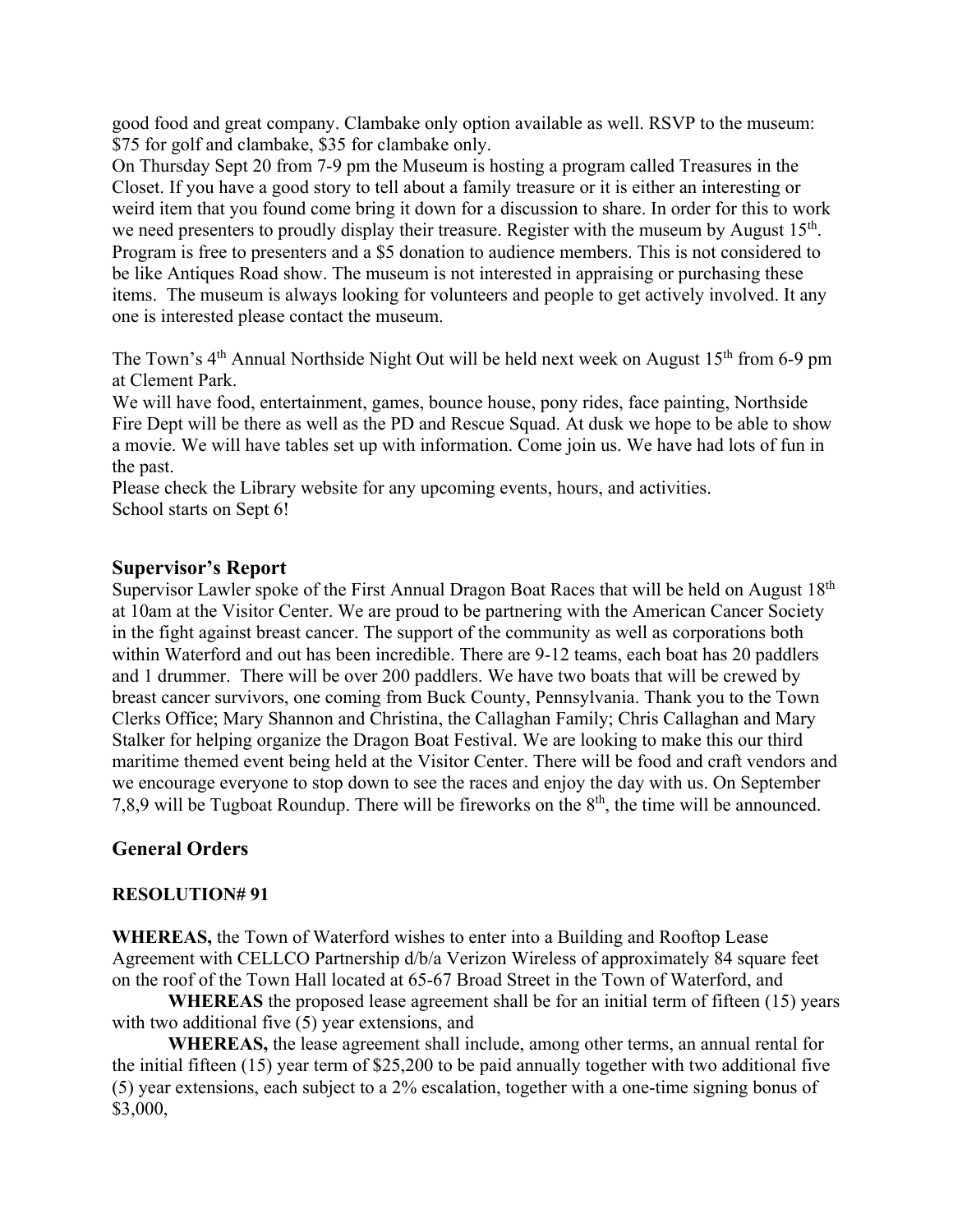good food and great company. Clambake only option available as well. RSVP to the museum: $75 for golf and clambake, $35 for clambake only.

On Thursday Sept 20 from 7-9 pm the Museum is hosting a program called Treasures in the Closet. If you have a good story to tell about a family treasure or it is either an interesting or weird item that you found come bring it down for a discussion to share. In order for this to work we need presenters to proudly display their treasure. Register with the museum by August 15th. Program is free to presenters and a $5 donation to audience members. This is not considered to be like Antiques Road show. The museum is not interested in appraising or purchasing these items. The museum is always looking for volunteers and people to get actively involved. It any one is interested please contact the museum.

The Town's 4th Annual Northside Night Out will be held next week on August 15th from 6-9 pm at Clement Park.

We will have food, entertainment, games, bounce house, pony rides, face painting, Northside Fire Dept will be there as well as the PD and Rescue Squad. At dusk we hope to be able to show a movie. We will have tables set up with information. Come join us. We have had lots of fun in the past.

Please check the Library website for any upcoming events, hours, and activities.

School starts on Sept 6!

## Supervisor's Report

Supervisor Lawler spoke of the First Annual Dragon Boat Races that will be held on August 18th at 10am at the Visitor Center. We are proud to be partnering with the American Cancer Society in the fight against breast cancer. The support of the community as well as corporations both within Waterford and out has been incredible. There are 9-12 teams, each boat has 20 paddlers and 1 drummer. There will be over 200 paddlers. We have two boats that will be crewed by breast cancer survivors, one coming from Buck County, Pennsylvania. Thank you to the Town Clerks Office; Mary Shannon and Christina, the Callaghan Family; Chris Callaghan and Mary Stalker for helping organize the Dragon Boat Festival. We are looking to make this our third maritime themed event being held at the Visitor Center. There will be food and craft vendors and we encourage everyone to stop down to see the races and enjoy the day with us. On September 7,8,9 will be Tugboat Roundup. There will be fireworks on the 8th, the time will be announced.

## General Orders

**RESOLUTION# 91**

**WHEREAS,** the Town of Waterford wishes to enter into a Building and Rooftop Lease Agreement with CELLCO Partnership d/b/a Verizon Wireless of approximately 84 square feet on the roof of the Town Hall located at 65-67 Broad Street in the Town of Waterford, and

**WHEREAS** the proposed lease agreement shall be for an initial term of fifteen (15) years with two additional five (5) year extensions, and

**WHEREAS,** the lease agreement shall include, among other terms, an annual rental for the initial fifteen (15) year term of $25,200 to be paid annually together with two additional five (5) year extensions, each subject to a 2% escalation, together with a one-time signing bonus of $3,000,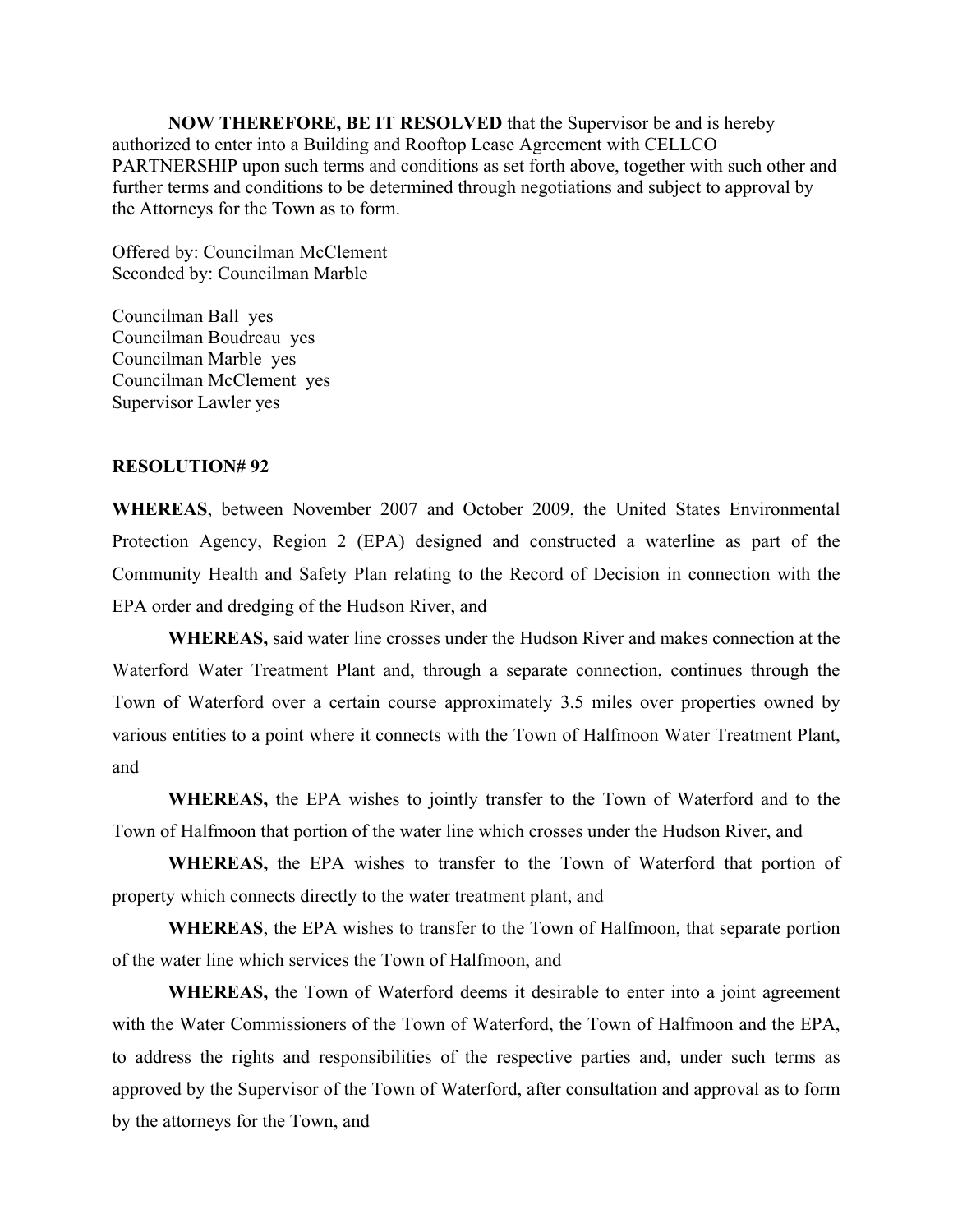**NOW THEREFORE, BE IT RESOLVED** that the Supervisor be and is hereby authorized to enter into a Building and Rooftop Lease Agreement with CELLCO PARTNERSHIP upon such terms and conditions as set forth above, together with such other and further terms and conditions to be determined through negotiations and subject to approval by the Attorneys for the Town as to form.

Offered by: Councilman McClement
Seconded by: Councilman Marble

Councilman Ball yes
Councilman Boudreau yes
Councilman Marble yes
Councilman McClement yes
Supervisor Lawler yes

**RESOLUTION# 92**

**WHEREAS**, between November 2007 and October 2009, the United States Environmental Protection Agency, Region 2 (EPA) designed and constructed a waterline as part of the Community Health and Safety Plan relating to the Record of Decision in connection with the EPA order and dredging of the Hudson River, and

**WHEREAS,** said water line crosses under the Hudson River and makes connection at the Waterford Water Treatment Plant and, through a separate connection, continues through the Town of Waterford over a certain course approximately 3.5 miles over properties owned by various entities to a point where it connects with the Town of Halfmoon Water Treatment Plant, and

**WHEREAS,** the EPA wishes to jointly transfer to the Town of Waterford and to the Town of Halfmoon that portion of the water line which crosses under the Hudson River, and

**WHEREAS,** the EPA wishes to transfer to the Town of Waterford that portion of property which connects directly to the water treatment plant, and

**WHEREAS**, the EPA wishes to transfer to the Town of Halfmoon, that separate portion of the water line which services the Town of Halfmoon, and

**WHEREAS,** the Town of Waterford deems it desirable to enter into a joint agreement with the Water Commissioners of the Town of Waterford, the Town of Halfmoon and the EPA, to address the rights and responsibilities of the respective parties and, under such terms as approved by the Supervisor of the Town of Waterford, after consultation and approval as to form by the attorneys for the Town, and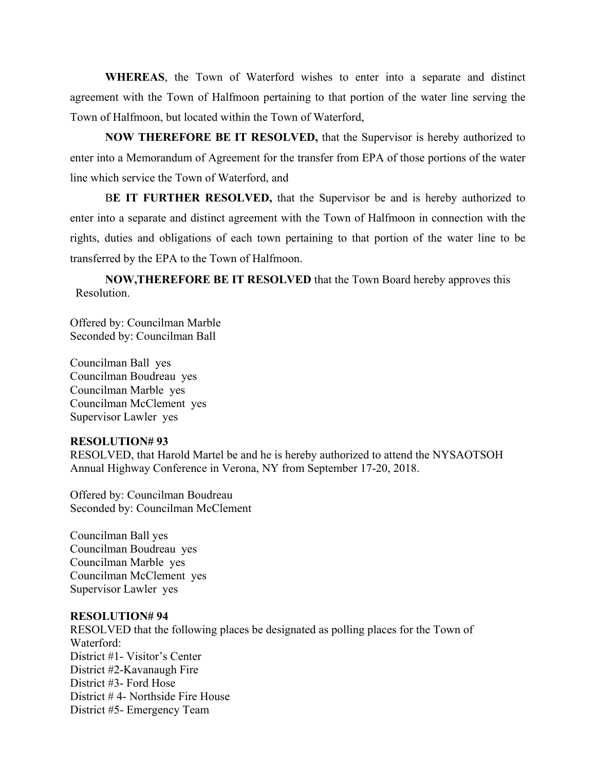**WHEREAS**, the Town of Waterford wishes to enter into a separate and distinct agreement with the Town of Halfmoon pertaining to that portion of the water line serving the Town of Halfmoon, but located within the Town of Waterford,

**NOW THEREFORE BE IT RESOLVED,** that the Supervisor is hereby authorized to enter into a Memorandum of Agreement for the transfer from EPA of those portions of the water line which service the Town of Waterford, and

B**E IT FURTHER RESOLVED,** that the Supervisor be and is hereby authorized to enter into a separate and distinct agreement with the Town of Halfmoon in connection with the rights, duties and obligations of each town pertaining to that portion of the water line to be transferred by the EPA to the Town of Halfmoon.

**NOW,THEREFORE BE IT RESOLVED** that the Town Board hereby approves this Resolution.

Offered by: Councilman Marble
Seconded by: Councilman Ball

Councilman Ball yes
Councilman Boudreau yes
Councilman Marble yes
Councilman McClement yes
Supervisor Lawler yes

**RESOLUTION# 93**

RESOLVED, that Harold Martel be and he is hereby authorized to attend the NYSAOTSOH Annual Highway Conference in Verona, NY from September 17-20, 2018.

Offered by: Councilman Boudreau
Seconded by: Councilman McClement

Councilman Ball yes
Councilman Boudreau yes
Councilman Marble yes
Councilman McClement yes
Supervisor Lawler yes

**RESOLUTION# 94**

RESOLVED that the following places be designated as polling places for the Town of Waterford:
District #1- Visitor's Center
District #2-Kavanaugh Fire
District #3- Ford Hose
District # 4- Northside Fire House
District #5- Emergency Team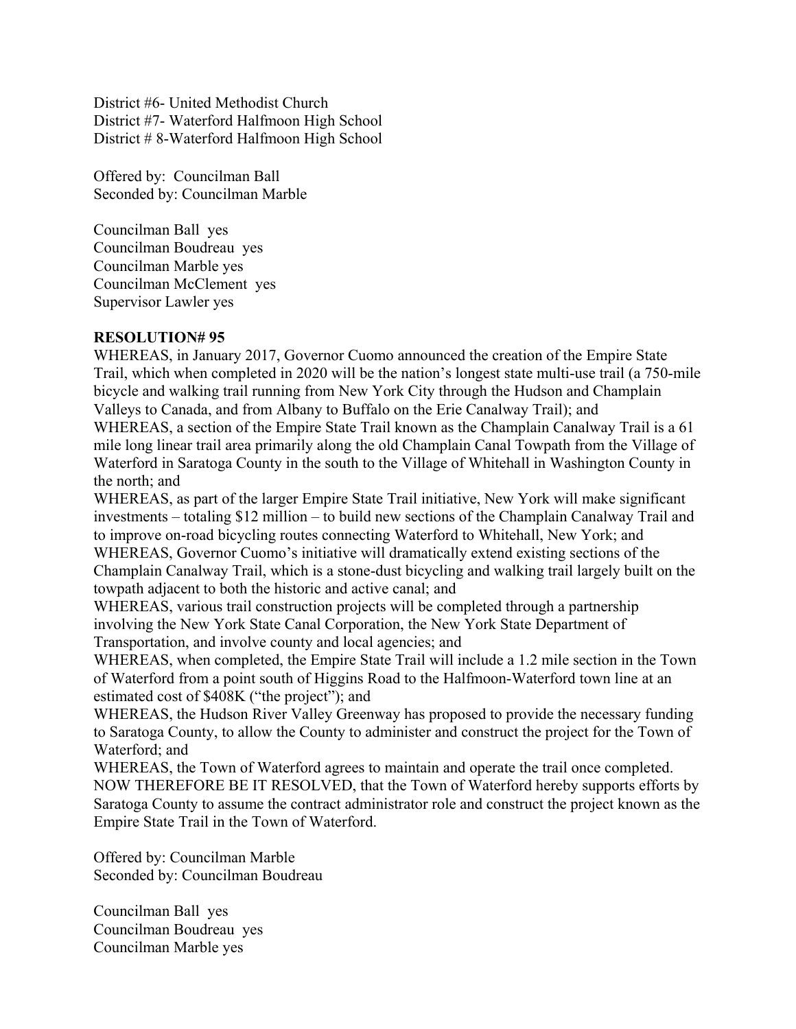District #6- United Methodist Church
District #7- Waterford Halfmoon High School
District # 8-Waterford Halfmoon High School

Offered by: Councilman Ball
Seconded by: Councilman Marble

Councilman Ball yes
Councilman Boudreau yes
Councilman Marble yes
Councilman McClement yes
Supervisor Lawler yes

**RESOLUTION# 95**

WHEREAS, in January 2017, Governor Cuomo announced the creation of the Empire State Trail, which when completed in 2020 will be the nation's longest state multi-use trail (a 750-mile bicycle and walking trail running from New York City through the Hudson and Champlain Valleys to Canada, and from Albany to Buffalo on the Erie Canalway Trail); and
WHEREAS, a section of the Empire State Trail known as the Champlain Canalway Trail is a 61 mile long linear trail area primarily along the old Champlain Canal Towpath from the Village of Waterford in Saratoga County in the south to the Village of Whitehall in Washington County in the north; and
WHEREAS, as part of the larger Empire State Trail initiative, New York will make significant investments – totaling $12 million – to build new sections of the Champlain Canalway Trail and to improve on-road bicycling routes connecting Waterford to Whitehall, New York; and
WHEREAS, Governor Cuomo's initiative will dramatically extend existing sections of the Champlain Canalway Trail, which is a stone-dust bicycling and walking trail largely built on the towpath adjacent to both the historic and active canal; and
WHEREAS, various trail construction projects will be completed through a partnership involving the New York State Canal Corporation, the New York State Department of Transportation, and involve county and local agencies; and
WHEREAS, when completed, the Empire State Trail will include a 1.2 mile section in the Town of Waterford from a point south of Higgins Road to the Halfmoon-Waterford town line at an estimated cost of $408K ("the project"); and
WHEREAS, the Hudson River Valley Greenway has proposed to provide the necessary funding to Saratoga County, to allow the County to administer and construct the project for the Town of Waterford; and
WHEREAS, the Town of Waterford agrees to maintain and operate the trail once completed.
NOW THEREFORE BE IT RESOLVED, that the Town of Waterford hereby supports efforts by Saratoga County to assume the contract administrator role and construct the project known as the Empire State Trail in the Town of Waterford.

Offered by: Councilman Marble
Seconded by: Councilman Boudreau

Councilman Ball yes
Councilman Boudreau yes
Councilman Marble yes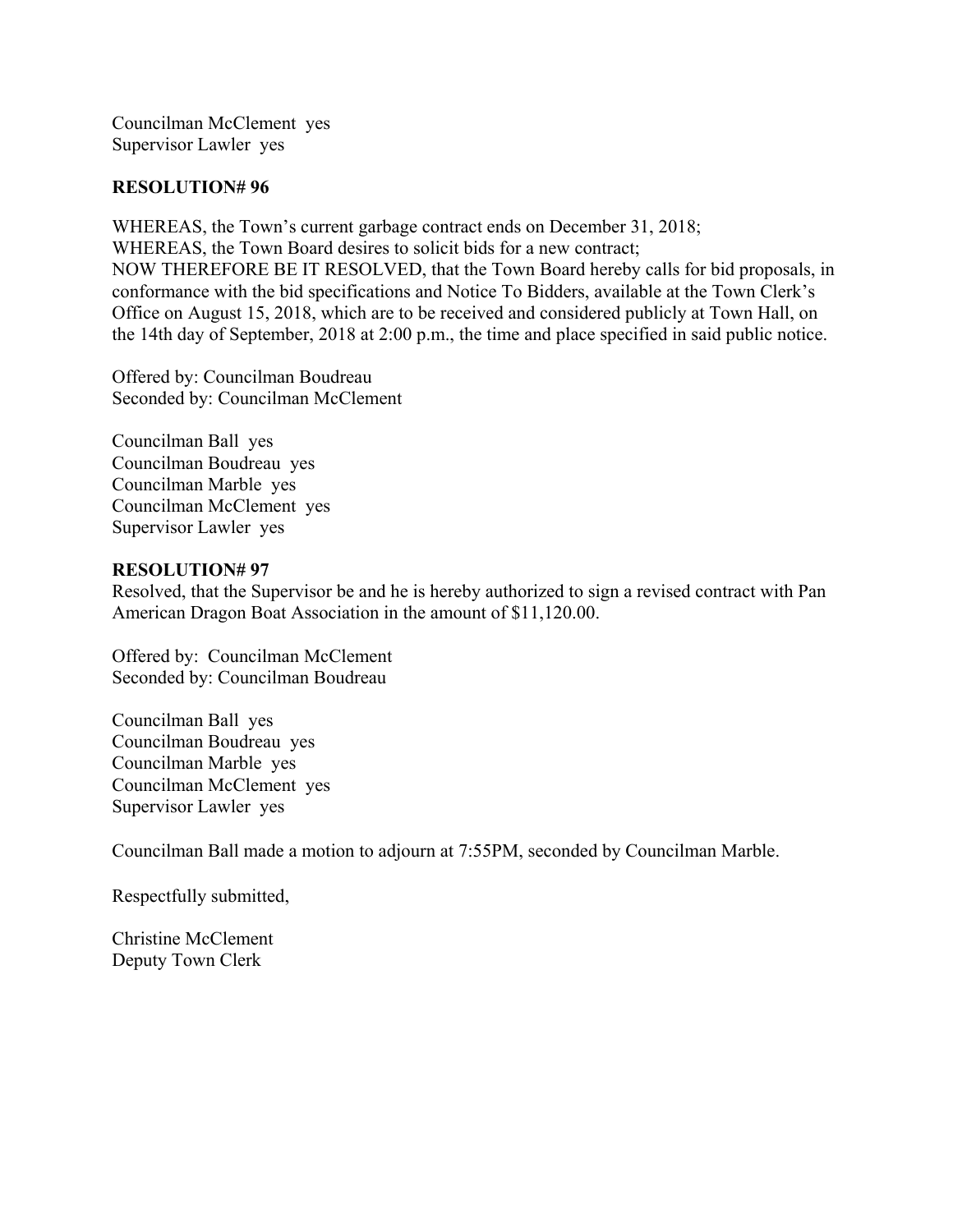Councilman McClement yes
Supervisor Lawler yes

**RESOLUTION# 96**

WHEREAS, the Town's current garbage contract ends on December 31, 2018;
WHEREAS, the Town Board desires to solicit bids for a new contract;
NOW THEREFORE BE IT RESOLVED, that the Town Board hereby calls for bid proposals, in conformance with the bid specifications and Notice To Bidders, available at the Town Clerk's Office on August 15, 2018, which are to be received and considered publicly at Town Hall, on the 14th day of September, 2018 at 2:00 p.m., the time and place specified in said public notice.

Offered by: Councilman Boudreau
Seconded by: Councilman McClement

Councilman Ball yes
Councilman Boudreau yes
Councilman Marble yes
Councilman McClement yes
Supervisor Lawler yes

**RESOLUTION# 97**

Resolved, that the Supervisor be and he is hereby authorized to sign a revised contract with Pan American Dragon Boat Association in the amount of $11,120.00.

Offered by: Councilman McClement
Seconded by: Councilman Boudreau

Councilman Ball yes
Councilman Boudreau yes
Councilman Marble yes
Councilman McClement yes
Supervisor Lawler yes

Councilman Ball made a motion to adjourn at 7:55PM, seconded by Councilman Marble.

Respectfully submitted,

Christine McClement
Deputy Town Clerk